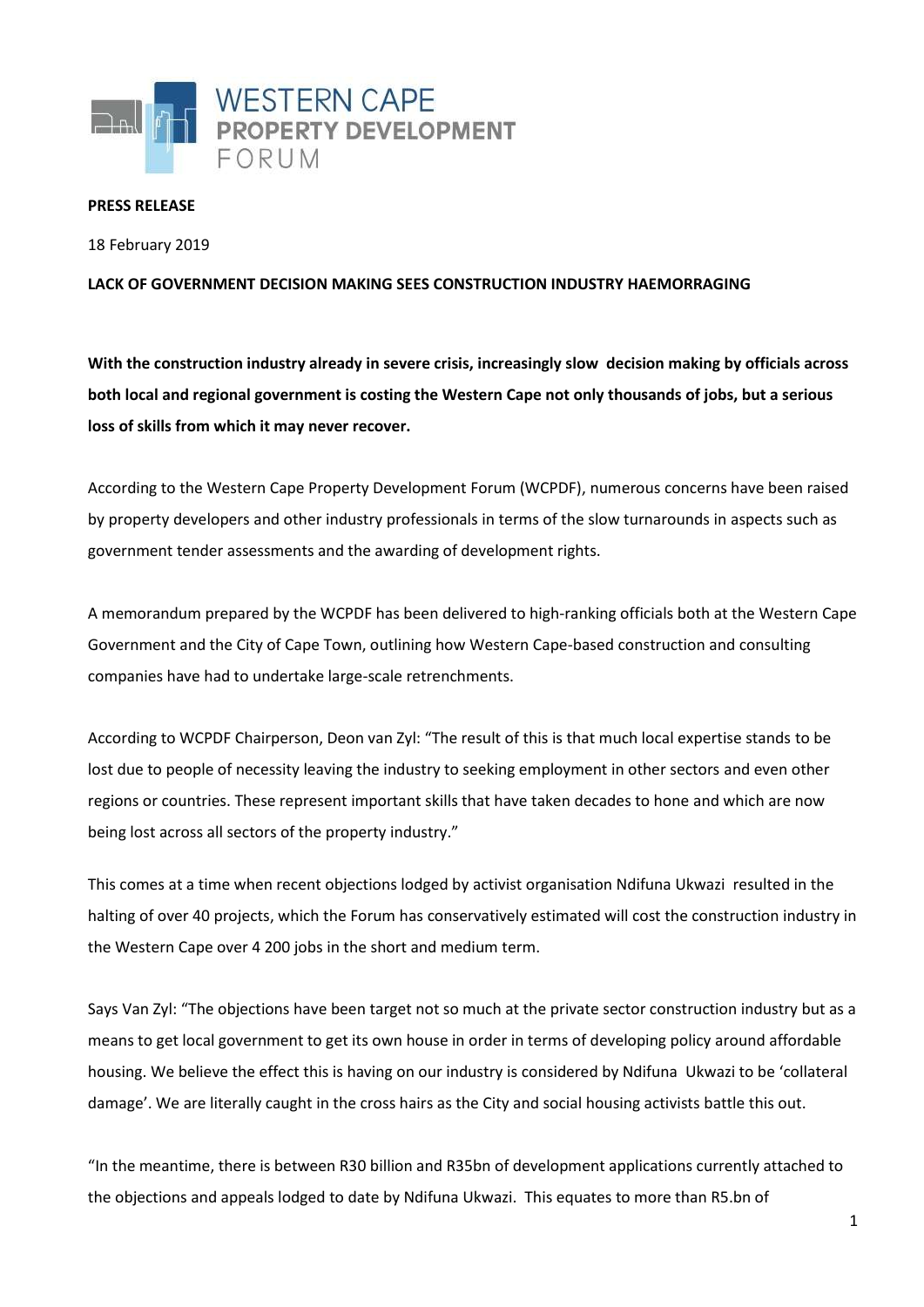WESTERN CAPE
PROPERTY DEVELOPMENT
FORUM

**PRESS RELEASE**

18 February 2019

**LACK OF GOVERNMENT DECISION MAKING SEES CONSTRUCTION INDUSTRY HAEMORRAGING**

**With the construction industry already in severe crisis, increasingly slow decision making by officials across both local and regional government is costing the Western Cape not only thousands of jobs, but a serious loss of skills from which it may never recover.**

According to the Western Cape Property Development Forum (WCPDF), numerous concerns have been raised by property developers and other industry professionals in terms of the slow turnarounds in aspects such as government tender assessments and the awarding of development rights.

A memorandum prepared by the WCPDF has been delivered to high-ranking officials both at the Western Cape Government and the City of Cape Town, outlining how Western Cape-based construction and consulting companies have had to undertake large-scale retrenchments.

According to WCPDF Chairperson, Deon van Zyl: "The result of this is that much local expertise stands to be lost due to people of necessity leaving the industry to seeking employment in other sectors and even other regions or countries. These represent important skills that have taken decades to hone and which are now being lost across all sectors of the property industry."

This comes at a time when recent objections lodged by activist organisation Ndifuna Ukwazi resulted in the halting of over 40 projects, which the Forum has conservatively estimated will cost the construction industry in the Western Cape over 4 200 jobs in the short and medium term.

Says Van Zyl: "The objections have been target not so much at the private sector construction industry but as a means to get local government to get its own house in order in terms of developing policy around affordable housing. We believe the effect this is having on our industry is considered by Ndifuna Ukwazi to be 'collateral damage'. We are literally caught in the cross hairs as the City and social housing activists battle this out.

"In the meantime, there is between R30 billion and R35bn of development applications currently attached to the objections and appeals lodged to date by Ndifuna Ukwazi. This equates to more than R5.bn of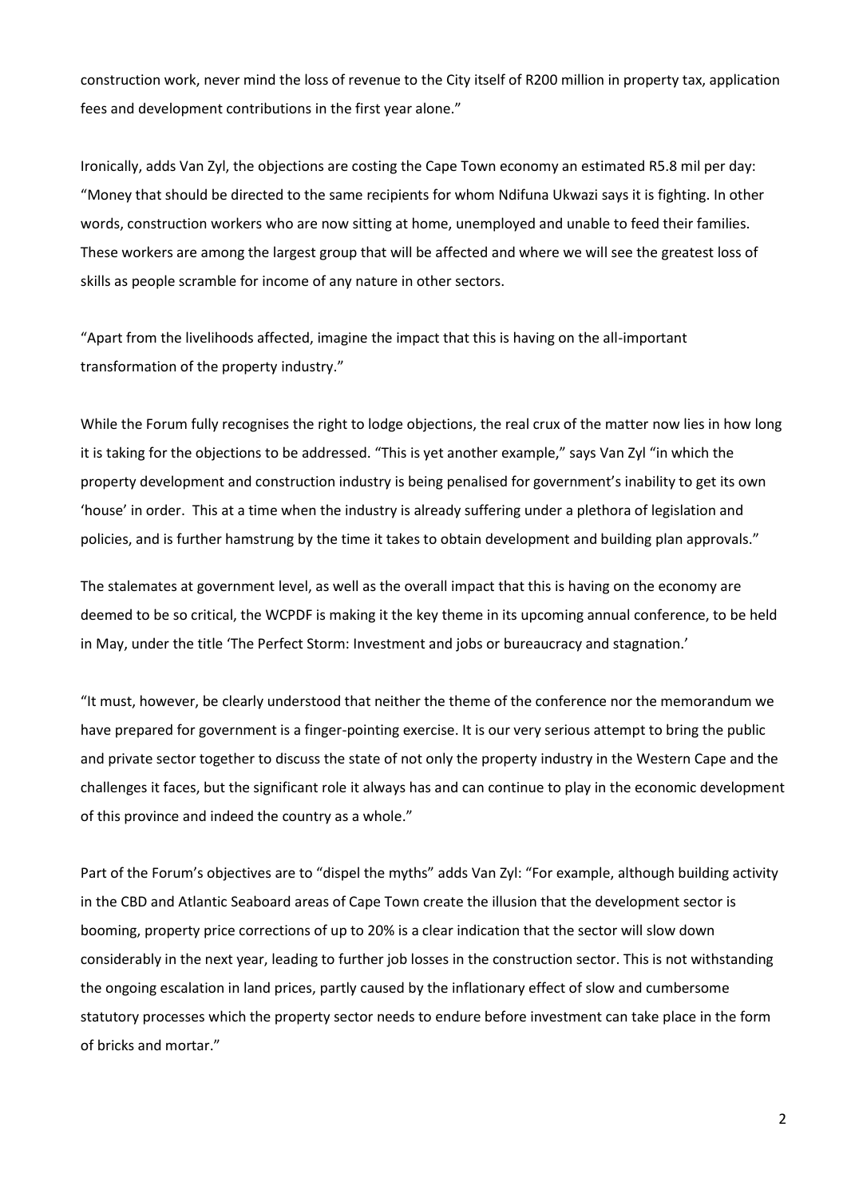construction work, never mind the loss of revenue to the City itself of R200 million in property tax, application fees and development contributions in the first year alone."

Ironically, adds Van Zyl, the objections are costing the Cape Town economy an estimated R5.8 mil per day: "Money that should be directed to the same recipients for whom Ndifuna Ukwazi says it is fighting. In other words, construction workers who are now sitting at home, unemployed and unable to feed their families. These workers are among the largest group that will be affected and where we will see the greatest loss of skills as people scramble for income of any nature in other sectors.

"Apart from the livelihoods affected, imagine the impact that this is having on the all-important transformation of the property industry."

While the Forum fully recognises the right to lodge objections, the real crux of the matter now lies in how long it is taking for the objections to be addressed. "This is yet another example," says Van Zyl "in which the property development and construction industry is being penalised for government's inability to get its own 'house' in order. This at a time when the industry is already suffering under a plethora of legislation and policies, and is further hamstrung by the time it takes to obtain development and building plan approvals."

The stalemates at government level, as well as the overall impact that this is having on the economy are deemed to be so critical, the WCPDF is making it the key theme in its upcoming annual conference, to be held in May, under the title 'The Perfect Storm: Investment and jobs or bureaucracy and stagnation.'

"It must, however, be clearly understood that neither the theme of the conference nor the memorandum we have prepared for government is a finger-pointing exercise. It is our very serious attempt to bring the public and private sector together to discuss the state of not only the property industry in the Western Cape and the challenges it faces, but the significant role it always has and can continue to play in the economic development of this province and indeed the country as a whole."

Part of the Forum's objectives are to "dispel the myths" adds Van Zyl: "For example, although building activity in the CBD and Atlantic Seaboard areas of Cape Town create the illusion that the development sector is booming, property price corrections of up to 20% is a clear indication that the sector will slow down considerably in the next year, leading to further job losses in the construction sector. This is not withstanding the ongoing escalation in land prices, partly caused by the inflationary effect of slow and cumbersome statutory processes which the property sector needs to endure before investment can take place in the form of bricks and mortar."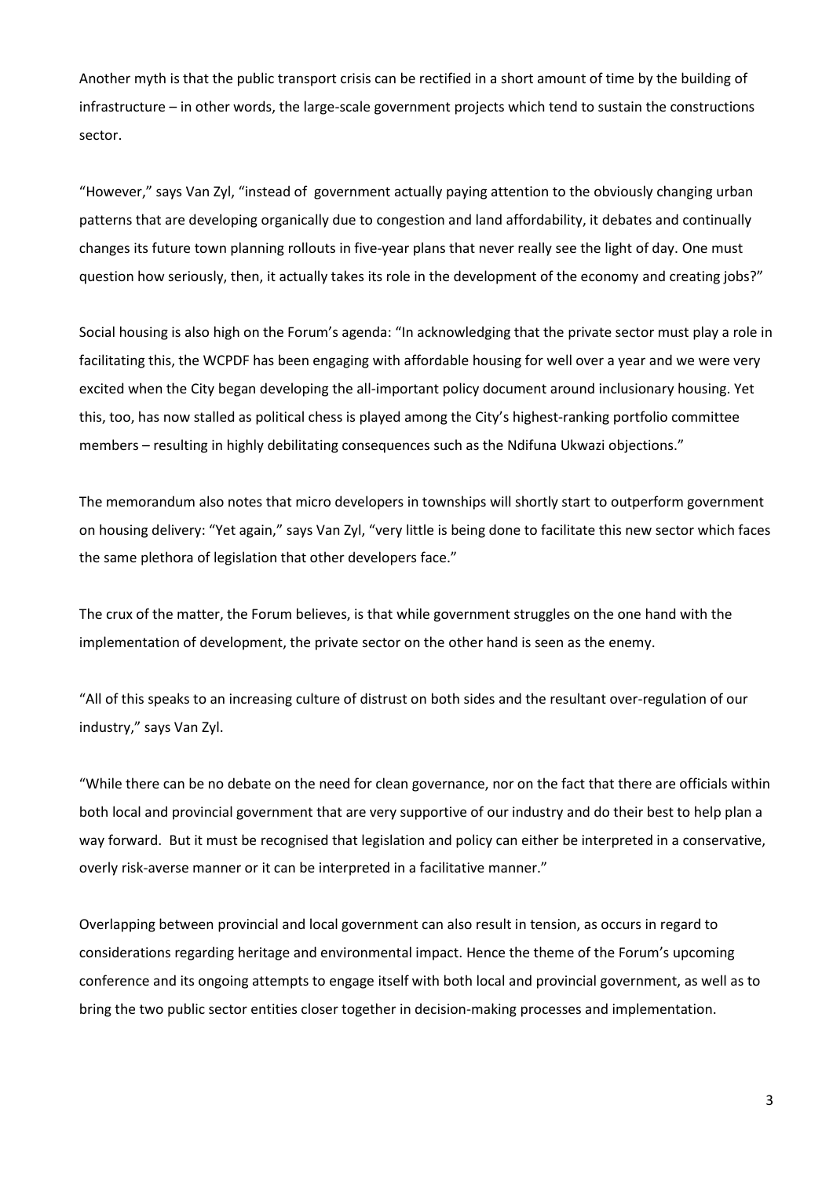Another myth is that the public transport crisis can be rectified in a short amount of time by the building of infrastructure – in other words, the large-scale government projects which tend to sustain the constructions sector.

"However," says Van Zyl, "instead of government actually paying attention to the obviously changing urban patterns that are developing organically due to congestion and land affordability, it debates and continually changes its future town planning rollouts in five-year plans that never really see the light of day. One must question how seriously, then, it actually takes its role in the development of the economy and creating jobs?"

Social housing is also high on the Forum's agenda: "In acknowledging that the private sector must play a role in facilitating this, the WCPDF has been engaging with affordable housing for well over a year and we were very excited when the City began developing the all-important policy document around inclusionary housing. Yet this, too, has now stalled as political chess is played among the City's highest-ranking portfolio committee members – resulting in highly debilitating consequences such as the Ndifuna Ukwazi objections."

The memorandum also notes that micro developers in townships will shortly start to outperform government on housing delivery: "Yet again," says Van Zyl, "very little is being done to facilitate this new sector which faces the same plethora of legislation that other developers face."

The crux of the matter, the Forum believes, is that while government struggles on the one hand with the implementation of development, the private sector on the other hand is seen as the enemy.

"All of this speaks to an increasing culture of distrust on both sides and the resultant over-regulation of our industry," says Van Zyl.

"While there can be no debate on the need for clean governance, nor on the fact that there are officials within both local and provincial government that are very supportive of our industry and do their best to help plan a way forward. But it must be recognised that legislation and policy can either be interpreted in a conservative, overly risk-averse manner or it can be interpreted in a facilitative manner."

Overlapping between provincial and local government can also result in tension, as occurs in regard to considerations regarding heritage and environmental impact. Hence the theme of the Forum's upcoming conference and its ongoing attempts to engage itself with both local and provincial government, as well as to bring the two public sector entities closer together in decision-making processes and implementation.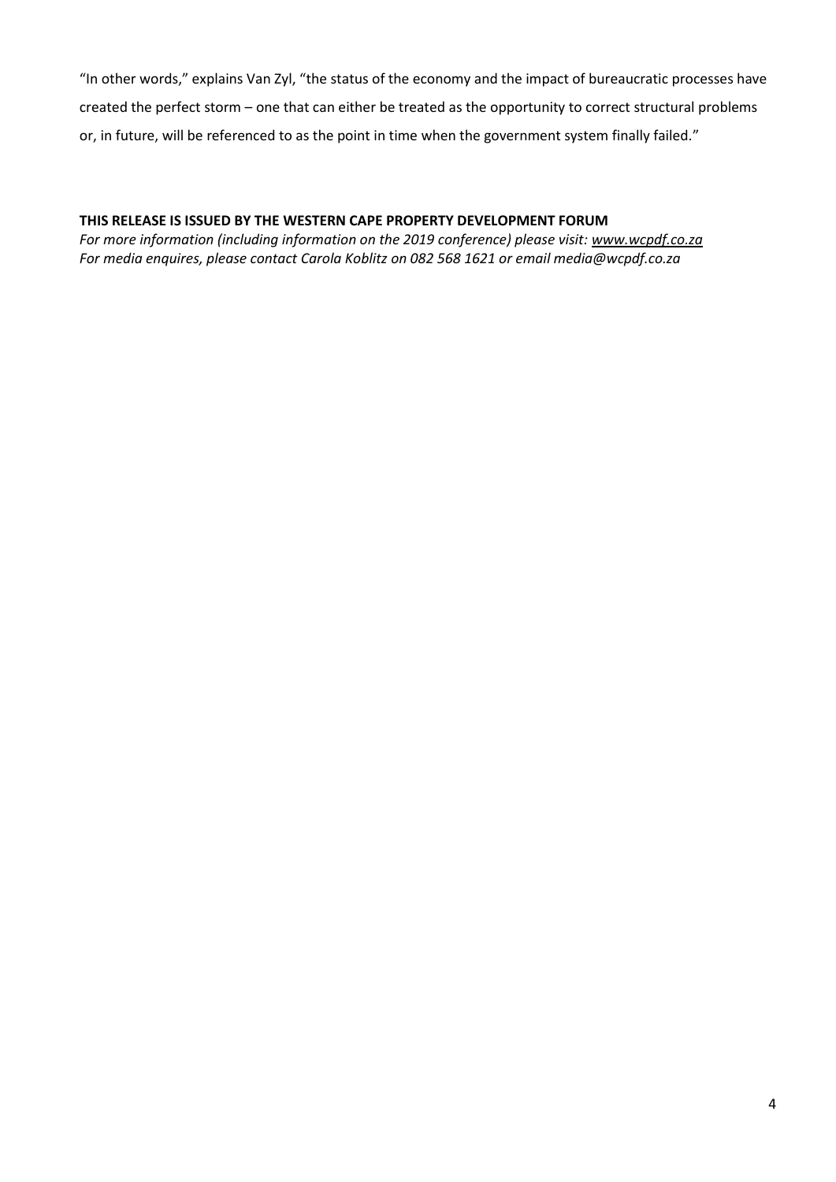"In other words," explains Van Zyl, "the status of the economy and the impact of bureaucratic processes have created the perfect storm – one that can either be treated as the opportunity to correct structural problems or, in future, will be referenced to as the point in time when the government system finally failed."

**THIS RELEASE IS ISSUED BY THE WESTERN CAPE PROPERTY DEVELOPMENT FORUM**

*For more information (including information on the 2019 conference) please visit: www.wcpdf.co.za*

*For media enquires, please contact Carola Koblitz on 082 568 1621 or email media@wcpdf.co.za*